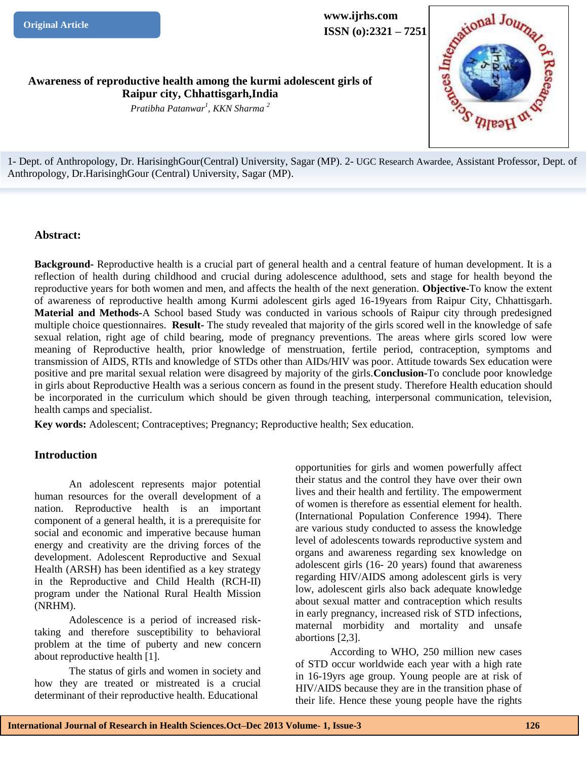Original Article

www.ijrhs.com
ISSN (o):2321 – 7251

# Awareness of reproductive health among the kurmi adolescent girls of Raipur city, Chhattisgarh,India

*Pratibha Patanwar[1], KKN Sharma [2]*

1- Dept. of Anthropology, Dr. HarisinghGour(Central) University, Sagar (MP). 2- UGC Research Awardee, Assistant Professor, Dept. of Anthropology, Dr.HarisinghGour (Central) University, Sagar (MP).

## Abstract:

**Background-** Reproductive health is a crucial part of general health and a central feature of human development. It is a reflection of health during childhood and crucial during adolescence adulthood, sets and stage for health beyond the reproductive years for both women and men, and affects the health of the next generation. **Objective-**To know the extent of awareness of reproductive health among Kurmi adolescent girls aged 16-19years from Raipur City, Chhattisgarh. **Material and Methods-**A School based Study was conducted in various schools of Raipur city through predesigned multiple choice questionnaires. **Result-** The study revealed that majority of the girls scored well in the knowledge of safe sexual relation, right age of child bearing, mode of pregnancy preventions. The areas where girls scored low were meaning of Reproductive health, prior knowledge of menstruation, fertile period, contraception, symptoms and transmission of AIDS, RTIs and knowledge of STDs other than AIDs/HIV was poor. Attitude towards Sex education were positive and pre marital sexual relation were disagreed by majority of the girls.**Conclusion-**To conclude poor knowledge in girls about Reproductive Health was a serious concern as found in the present study. Therefore Health education should be incorporated in the curriculum which should be given through teaching, interpersonal communication, television, health camps and specialist.

**Key words:** Adolescent; Contraceptives; Pregnancy; Reproductive health; Sex education.

## Introduction

An adolescent represents major potential human resources for the overall development of a nation. Reproductive health is an important component of a general health, it is a prerequisite for social and economic and imperative because human energy and creativity are the driving forces of the development. Adolescent Reproductive and Sexual Health (ARSH) has been identified as a key strategy in the Reproductive and Child Health (RCH-II) program under the National Rural Health Mission (NRHM).

Adolescence is a period of increased risk-taking and therefore susceptibility to behavioral problem at the time of puberty and new concern about reproductive health [1].

The status of girls and women in society and how they are treated or mistreated is a crucial determinant of their reproductive health. Educational opportunities for girls and women powerfully affect their status and the control they have over their own lives and their health and fertility. The empowerment of women is therefore as essential element for health. (International Population Conference 1994). There are various study conducted to assess the knowledge level of adolescents towards reproductive system and organs and awareness regarding sex knowledge on adolescent girls (16- 20 years) found that awareness regarding HIV/AIDS among adolescent girls is very low, adolescent girls also back adequate knowledge about sexual matter and contraception which results in early pregnancy, increased risk of STD infections, maternal morbidity and mortality and unsafe abortions [2,3].

According to WHO, 250 million new cases of STD occur worldwide each year with a high rate in 16-19yrs age group. Young people are at risk of HIV/AIDS because they are in the transition phase of their life. Hence these young people have the rights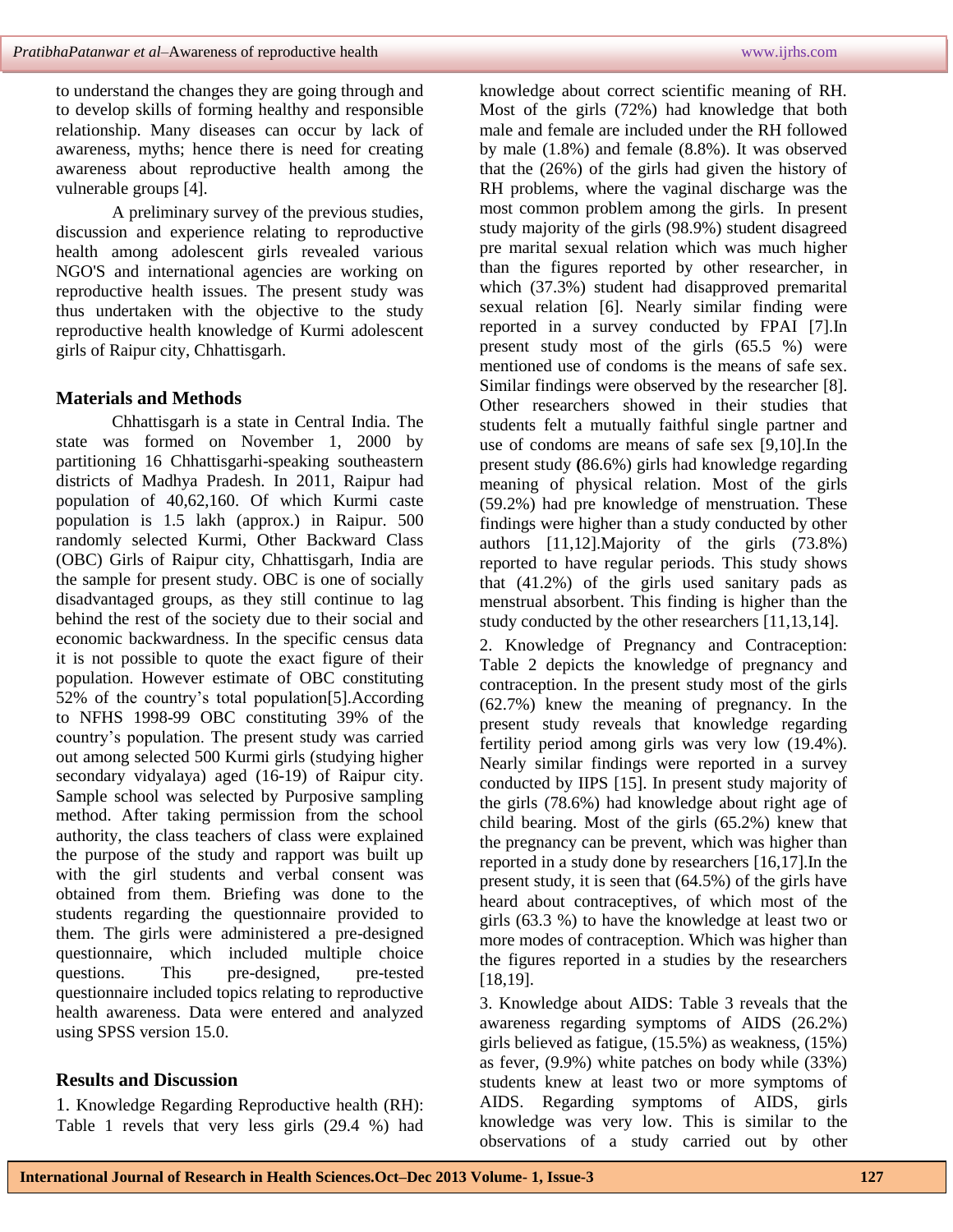to understand the changes they are going through and to develop skills of forming healthy and responsible relationship. Many diseases can occur by lack of awareness, myths; hence there is need for creating awareness about reproductive health among the vulnerable groups [4].

A preliminary survey of the previous studies, discussion and experience relating to reproductive health among adolescent girls revealed various NGO'S and international agencies are working on reproductive health issues. The present study was thus undertaken with the objective to the study reproductive health knowledge of Kurmi adolescent girls of Raipur city, Chhattisgarh.

## Materials and Methods

Chhattisgarh is a state in Central India. The state was formed on November 1, 2000 by partitioning 16 Chhattisgarhi-speaking southeastern districts of Madhya Pradesh. In 2011, Raipur had population of 40,62,160. Of which Kurmi caste population is 1.5 lakh (approx.) in Raipur. 500 randomly selected Kurmi, Other Backward Class (OBC) Girls of Raipur city, Chhattisgarh, India are the sample for present study. OBC is one of socially disadvantaged groups, as they still continue to lag behind the rest of the society due to their social and economic backwardness. In the specific census data it is not possible to quote the exact figure of their population. However estimate of OBC constituting 52% of the country's total population[5].According to NFHS 1998-99 OBC constituting 39% of the country's population. The present study was carried out among selected 500 Kurmi girls (studying higher secondary vidyalaya) aged (16-19) of Raipur city. Sample school was selected by Purposive sampling method. After taking permission from the school authority, the class teachers of class were explained the purpose of the study and rapport was built up with the girl students and verbal consent was obtained from them. Briefing was done to the students regarding the questionnaire provided to them. The girls were administered a pre-designed questionnaire, which included multiple choice questions. This pre-designed, pre-tested questionnaire included topics relating to reproductive health awareness. Data were entered and analyzed using SPSS version 15.0.

## Results and Discussion

1. Knowledge Regarding Reproductive health (RH): Table 1 revels that very less girls (29.4 %) had knowledge about correct scientific meaning of RH. Most of the girls (72%) had knowledge that both male and female are included under the RH followed by male (1.8%) and female (8.8%). It was observed that the (26%) of the girls had given the history of RH problems, where the vaginal discharge was the most common problem among the girls. In present study majority of the girls (98.9%) student disagreed pre marital sexual relation which was much higher than the figures reported by other researcher, in which (37.3%) student had disapproved premarital sexual relation [6]. Nearly similar finding were reported in a survey conducted by FPAI [7].In present study most of the girls (65.5 %) were mentioned use of condoms is the means of safe sex. Similar findings were observed by the researcher [8]. Other researchers showed in their studies that students felt a mutually faithful single partner and use of condoms are means of safe sex [9,10].In the present study (86.6%) girls had knowledge regarding meaning of physical relation. Most of the girls (59.2%) had pre knowledge of menstruation. These findings were higher than a study conducted by other authors [11,12].Majority of the girls (73.8%) reported to have regular periods. This study shows that (41.2%) of the girls used sanitary pads as menstrual absorbent. This finding is higher than the study conducted by the other researchers [11,13,14].

2. Knowledge of Pregnancy and Contraception: Table 2 depicts the knowledge of pregnancy and contraception. In the present study most of the girls (62.7%) knew the meaning of pregnancy. In the present study reveals that knowledge regarding fertility period among girls was very low (19.4%). Nearly similar findings were reported in a survey conducted by IIPS [15]. In present study majority of the girls (78.6%) had knowledge about right age of child bearing. Most of the girls (65.2%) knew that the pregnancy can be prevent, which was higher than reported in a study done by researchers [16,17].In the present study, it is seen that (64.5%) of the girls have heard about contraceptives, of which most of the girls (63.3 %) to have the knowledge at least two or more modes of contraception. Which was higher than the figures reported in a studies by the researchers [18,19].

3. Knowledge about AIDS: Table 3 reveals that the awareness regarding symptoms of AIDS (26.2%) girls believed as fatigue, (15.5%) as weakness, (15%) as fever, (9.9%) white patches on body while (33%) students knew at least two or more symptoms of AIDS. Regarding symptoms of AIDS, girls knowledge was very low. This is similar to the observations of a study carried out by other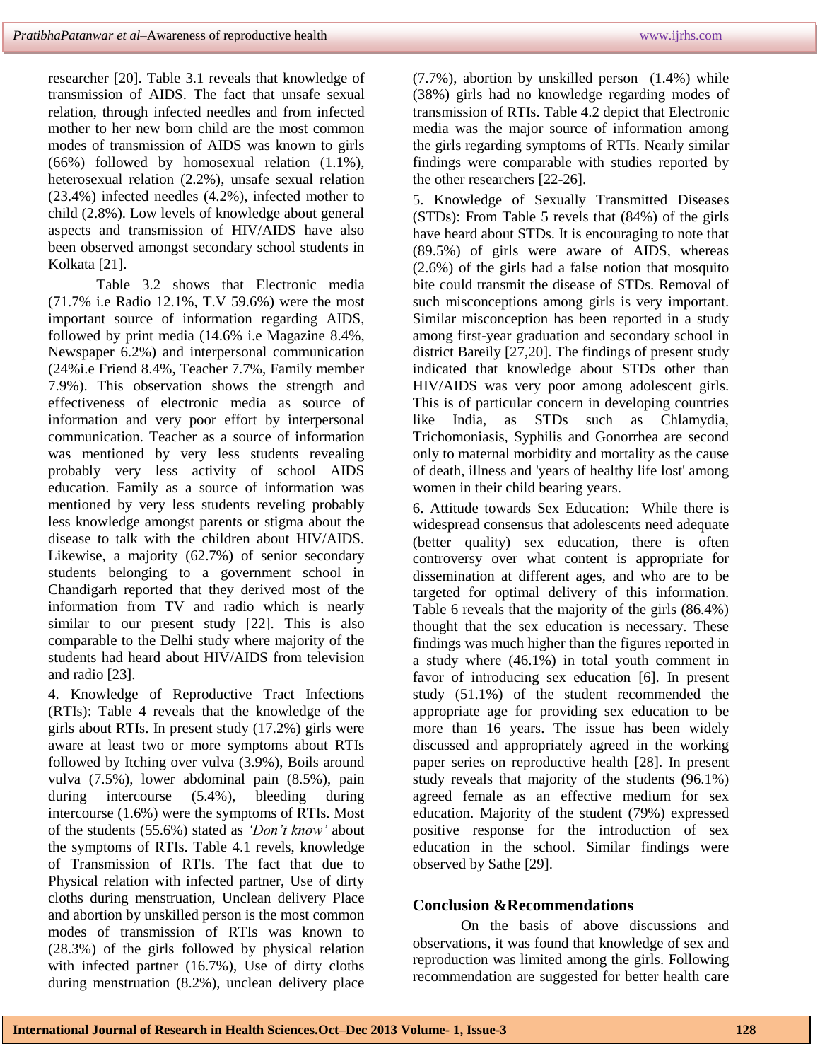researcher [20]. Table 3.1 reveals that knowledge of transmission of AIDS. The fact that unsafe sexual relation, through infected needles and from infected mother to her new born child are the most common modes of transmission of AIDS was known to girls (66%) followed by homosexual relation (1.1%), heterosexual relation (2.2%), unsafe sexual relation (23.4%) infected needles (4.2%), infected mother to child (2.8%). Low levels of knowledge about general aspects and transmission of HIV/AIDS have also been observed amongst secondary school students in Kolkata [21].

Table 3.2 shows that Electronic media (71.7% i.e Radio 12.1%, T.V 59.6%) were the most important source of information regarding AIDS, followed by print media (14.6% i.e Magazine 8.4%, Newspaper 6.2%) and interpersonal communication (24%i.e Friend 8.4%, Teacher 7.7%, Family member 7.9%). This observation shows the strength and effectiveness of electronic media as source of information and very poor effort by interpersonal communication. Teacher as a source of information was mentioned by very less students revealing probably very less activity of school AIDS education. Family as a source of information was mentioned by very less students reveling probably less knowledge amongst parents or stigma about the disease to talk with the children about HIV/AIDS. Likewise, a majority (62.7%) of senior secondary students belonging to a government school in Chandigarh reported that they derived most of the information from TV and radio which is nearly similar to our present study [22]. This is also comparable to the Delhi study where majority of the students had heard about HIV/AIDS from television and radio [23].

4. Knowledge of Reproductive Tract Infections (RTIs): Table 4 reveals that the knowledge of the girls about RTIs. In present study (17.2%) girls were aware at least two or more symptoms about RTIs followed by Itching over vulva (3.9%), Boils around vulva (7.5%), lower abdominal pain (8.5%), pain during intercourse (5.4%), bleeding during intercourse (1.6%) were the symptoms of RTIs. Most of the students (55.6%) stated as *'Don't know'* about the symptoms of RTIs. Table 4.1 revels, knowledge of Transmission of RTIs. The fact that due to Physical relation with infected partner, Use of dirty cloths during menstruation, Unclean delivery Place and abortion by unskilled person is the most common modes of transmission of RTIs was known to (28.3%) of the girls followed by physical relation with infected partner (16.7%), Use of dirty cloths during menstruation (8.2%), unclean delivery place (7.7%), abortion by unskilled person (1.4%) while (38%) girls had no knowledge regarding modes of transmission of RTIs. Table 4.2 depict that Electronic media was the major source of information among the girls regarding symptoms of RTIs. Nearly similar findings were comparable with studies reported by the other researchers [22-26].

5. Knowledge of Sexually Transmitted Diseases (STDs): From Table 5 revels that (84%) of the girls have heard about STDs. It is encouraging to note that (89.5%) of girls were aware of AIDS, whereas (2.6%) of the girls had a false notion that mosquito bite could transmit the disease of STDs. Removal of such misconceptions among girls is very important. Similar misconception has been reported in a study among first-year graduation and secondary school in district Bareily [27,20]. The findings of present study indicated that knowledge about STDs other than HIV/AIDS was very poor among adolescent girls. This is of particular concern in developing countries like India, as STDs such as Chlamydia, Trichomoniasis, Syphilis and Gonorrhea are second only to maternal morbidity and mortality as the cause of death, illness and 'years of healthy life lost' among women in their child bearing years.

6. Attitude towards Sex Education: While there is widespread consensus that adolescents need adequate (better quality) sex education, there is often controversy over what content is appropriate for dissemination at different ages, and who are to be targeted for optimal delivery of this information. Table 6 reveals that the majority of the girls (86.4%) thought that the sex education is necessary. These findings was much higher than the figures reported in a study where (46.1%) in total youth comment in favor of introducing sex education [6]. In present study (51.1%) of the student recommended the appropriate age for providing sex education to be more than 16 years. The issue has been widely discussed and appropriately agreed in the working paper series on reproductive health [28]. In present study reveals that majority of the students (96.1%) agreed female as an effective medium for sex education. Majority of the student (79%) expressed positive response for the introduction of sex education in the school. Similar findings were observed by Sathe [29].

## Conclusion &Recommendations

On the basis of above discussions and observations, it was found that knowledge of sex and reproduction was limited among the girls. Following recommendation are suggested for better health care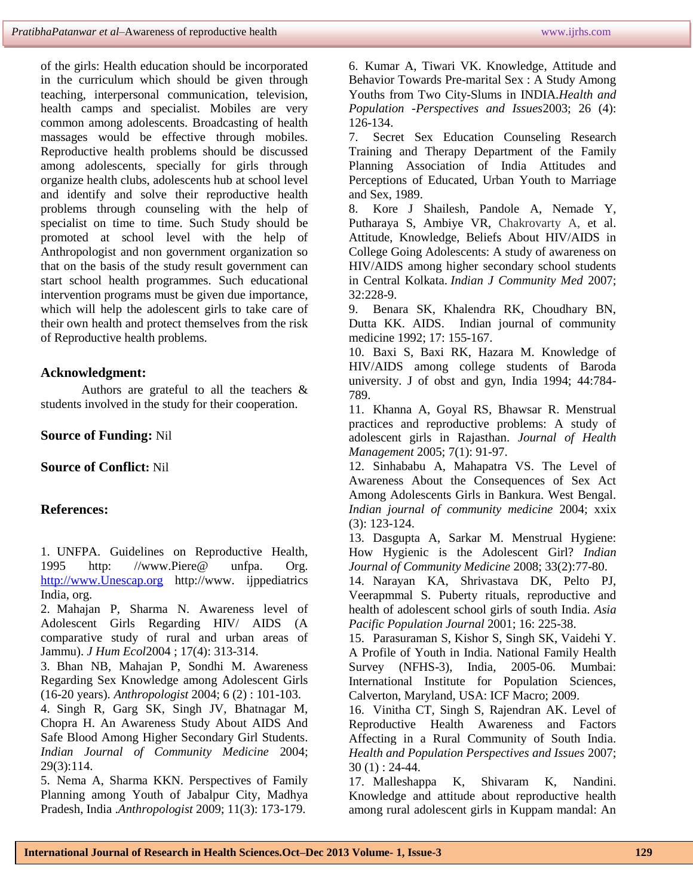of the girls: Health education should be incorporated in the curriculum which should be given through teaching, interpersonal communication, television, health camps and specialist. Mobiles are very common among adolescents. Broadcasting of health massages would be effective through mobiles. Reproductive health problems should be discussed among adolescents, specially for girls through organize health clubs, adolescents hub at school level and identify and solve their reproductive health problems through counseling with the help of specialist on time to time. Such Study should be promoted at school level with the help of Anthropologist and non government organization so that on the basis of the study result government can start school health programmes. Such educational intervention programs must be given due importance, which will help the adolescent girls to take care of their own health and protect themselves from the risk of Reproductive health problems.

## Acknowledgment:

Authors are grateful to all the teachers & students involved in the study for their cooperation.

**Source of Funding:** Nil

**Source of Conflict:** Nil

## References:

1. UNFPA. Guidelines on Reproductive Health, 1995 http: //www.Piere@ unfpa. Org. http://www.Unescap.org http://www. ijppediatrics India, org.
2. Mahajan P, Sharma N. Awareness level of Adolescent Girls Regarding HIV/ AIDS (A comparative study of rural and urban areas of Jammu). *J Hum Ecol*2004 ; 17(4): 313-314.
3. Bhan NB, Mahajan P, Sondhi M. Awareness Regarding Sex Knowledge among Adolescent Girls (16-20 years). *Anthropologist* 2004; 6 (2) : 101-103.
4. Singh R, Garg SK, Singh JV, Bhatnagar M, Chopra H. An Awareness Study About AIDS And Safe Blood Among Higher Secondary Girl Students. *Indian Journal of Community Medicine* 2004; 29(3):114.
5. Nema A, Sharma KKN. Perspectives of Family Planning among Youth of Jabalpur City, Madhya Pradesh, India .*Anthropologist* 2009; 11(3): 173-179.
6. Kumar A, Tiwari VK. Knowledge, Attitude and Behavior Towards Pre-marital Sex : A Study Among Youths from Two City-Slums in INDIA.*Health and Population -Perspectives and Issues*2003; 26 (4): 126-134.
7. Secret Sex Education Counseling Research Training and Therapy Department of the Family Planning Association of India Attitudes and Perceptions of Educated, Urban Youth to Marriage and Sex, 1989.
8. Kore J Shailesh, Pandole A, Nemade Y, Putharaya S, Ambiye VR, Chakrovarty A, et al. Attitude, Knowledge, Beliefs About HIV/AIDS in College Going Adolescents: A study of awareness on HIV/AIDS among higher secondary school students in Central Kolkata. *Indian J Community Med* 2007; 32:228-9.
9. Benara SK, Khalendra RK, Choudhary BN, Dutta KK. AIDS. Indian journal of community medicine 1992; 17: 155-167.
10. Baxi S, Baxi RK, Hazara M. Knowledge of HIV/AIDS among college students of Baroda university. J of obst and gyn, India 1994; 44:784-789.
11. Khanna A, Goyal RS, Bhawsar R. Menstrual practices and reproductive problems: A study of adolescent girls in Rajasthan. *Journal of Health Management* 2005; 7(1): 91-97.
12. Sinhababu A, Mahapatra VS. The Level of Awareness About the Consequences of Sex Act Among Adolescents Girls in Bankura. West Bengal. *Indian journal of community medicine* 2004; xxix (3): 123-124.
13. Dasgupta A, Sarkar M. Menstrual Hygiene: How Hygienic is the Adolescent Girl? *Indian Journal of Community Medicine* 2008; 33(2):77-80.
14. Narayan KA, Shrivastava DK, Pelto PJ, Veerapmmal S. Puberty rituals, reproductive and health of adolescent school girls of south India. *Asia Pacific Population Journal* 2001; 16: 225-38.
15. Parasuraman S, Kishor S, Singh SK, Vaidehi Y. A Profile of Youth in India. National Family Health Survey (NFHS-3), India, 2005-06. Mumbai: International Institute for Population Sciences, Calverton, Maryland, USA: ICF Macro; 2009.
16. Vinitha CT, Singh S, Rajendran AK. Level of Reproductive Health Awareness and Factors Affecting in a Rural Community of South India. *Health and Population Perspectives and Issues* 2007; 30 (1) : 24-44.
17. Malleshappa K, Shivaram K, Nandini. Knowledge and attitude about reproductive health among rural adolescent girls in Kuppam mandal: An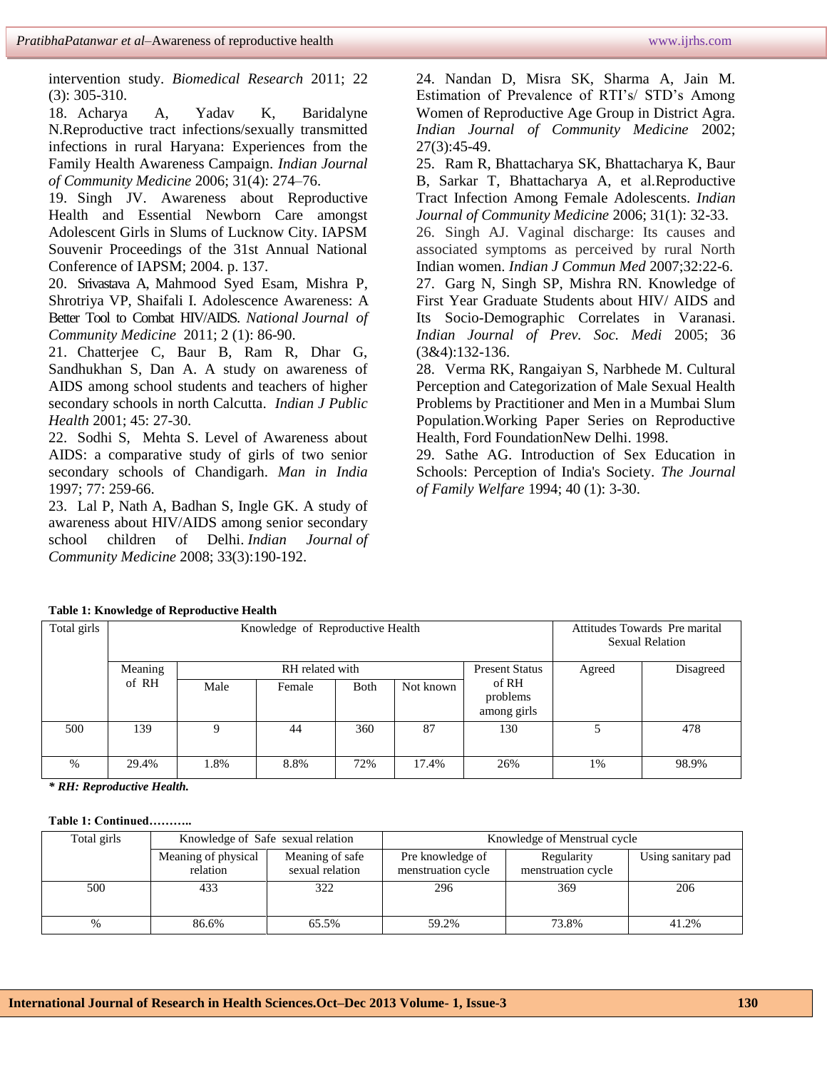intervention study. *Biomedical Research* 2011; 22 (3): 305-310.

18. Acharya A, Yadav K, Baridalyne N.Reproductive tract infections/sexually transmitted infections in rural Haryana: Experiences from the Family Health Awareness Campaign. *Indian Journal of Community Medicine* 2006; 31(4): 274–76.

19. Singh JV. Awareness about Reproductive Health and Essential Newborn Care amongst Adolescent Girls in Slums of Lucknow City. IAPSM Souvenir Proceedings of the 31st Annual National Conference of IAPSM; 2004. p. 137.

20. Srivastava A, Mahmood Syed Esam, Mishra P, Shrotriya VP, Shaifali I. Adolescence Awareness: A Better Tool to Combat HIV/AIDS. *National Journal of Community Medicine* 2011; 2 (1): 86-90.

21. Chatterjee C, Baur B, Ram R, Dhar G, Sandhukhan S, Dan A. A study on awareness of AIDS among school students and teachers of higher secondary schools in north Calcutta. *Indian J Public Health* 2001; 45: 27-30.

22. Sodhi S, Mehta S. Level of Awareness about AIDS: a comparative study of girls of two senior secondary schools of Chandigarh. *Man in India* 1997; 77: 259-66.

23. Lal P, Nath A, Badhan S, Ingle GK. A study of awareness about HIV/AIDS among senior secondary school children of Delhi. *Indian Journal of Community Medicine* 2008; 33(3):190-192.

24. Nandan D, Misra SK, Sharma A, Jain M. Estimation of Prevalence of RTI's/ STD's Among Women of Reproductive Age Group in District Agra. *Indian Journal of Community Medicine* 2002; 27(3):45-49.

25. Ram R, Bhattacharya SK, Bhattacharya K, Baur B, Sarkar T, Bhattacharya A, et al.Reproductive Tract Infection Among Female Adolescents. *Indian Journal of Community Medicine* 2006; 31(1): 32-33.

26. Singh AJ. Vaginal discharge: Its causes and associated symptoms as perceived by rural North Indian women. *Indian J Commun Med* 2007;32:22-6.

27. Garg N, Singh SP, Mishra RN. Knowledge of First Year Graduate Students about HIV/ AIDS and Its Socio-Demographic Correlates in Varanasi. *Indian Journal of Prev. Soc. Medi* 2005; 36 (3&4):132-136.

28. Verma RK, Rangaiyan S, Narbhede M. Cultural Perception and Categorization of Male Sexual Health Problems by Practitioner and Men in a Mumbai Slum Population.Working Paper Series on Reproductive Health, Ford FoundationNew Delhi. 1998.

29. Sathe AG. Introduction of Sex Education in Schools: Perception of India's Society. *The Journal of Family Welfare* 1994; 40 (1): 3-30.

**Table 1: Knowledge of Reproductive Health**

| Total girls | Knowledge of Reproductive Health | | | | | | Attitudes Towards Pre marital Sexual Relation | |
|---|---|---|---|---|---|---|---|---|
| | Meaning of RH | RH related with | | | | Present Status of RH problems among girls | Agreed | Disagreed |
| | | Male | Female | Both | Not known | | | |
| 500 | 139 | 9 | 44 | 360 | 87 | 130 | 5 | 478 |
| % | 29.4% | 1.8% | 8.8% | 72% | 17.4% | 26% | 1% | 98.9% |

***\* RH: Reproductive Health.***

**Table 1: Continued………..**

| Total girls | Knowledge of Safe sexual relation | | Knowledge of Menstrual cycle | | |
|---|---|---|---|---|---|
| | Meaning of physical relation | Meaning of safe sexual relation | Pre knowledge of menstruation cycle | Regularity menstruation cycle | Using sanitary pad |
| 500 | 433 | 322 | 296 | 369 | 206 |
| % | 86.6% | 65.5% | 59.2% | 73.8% | 41.2% |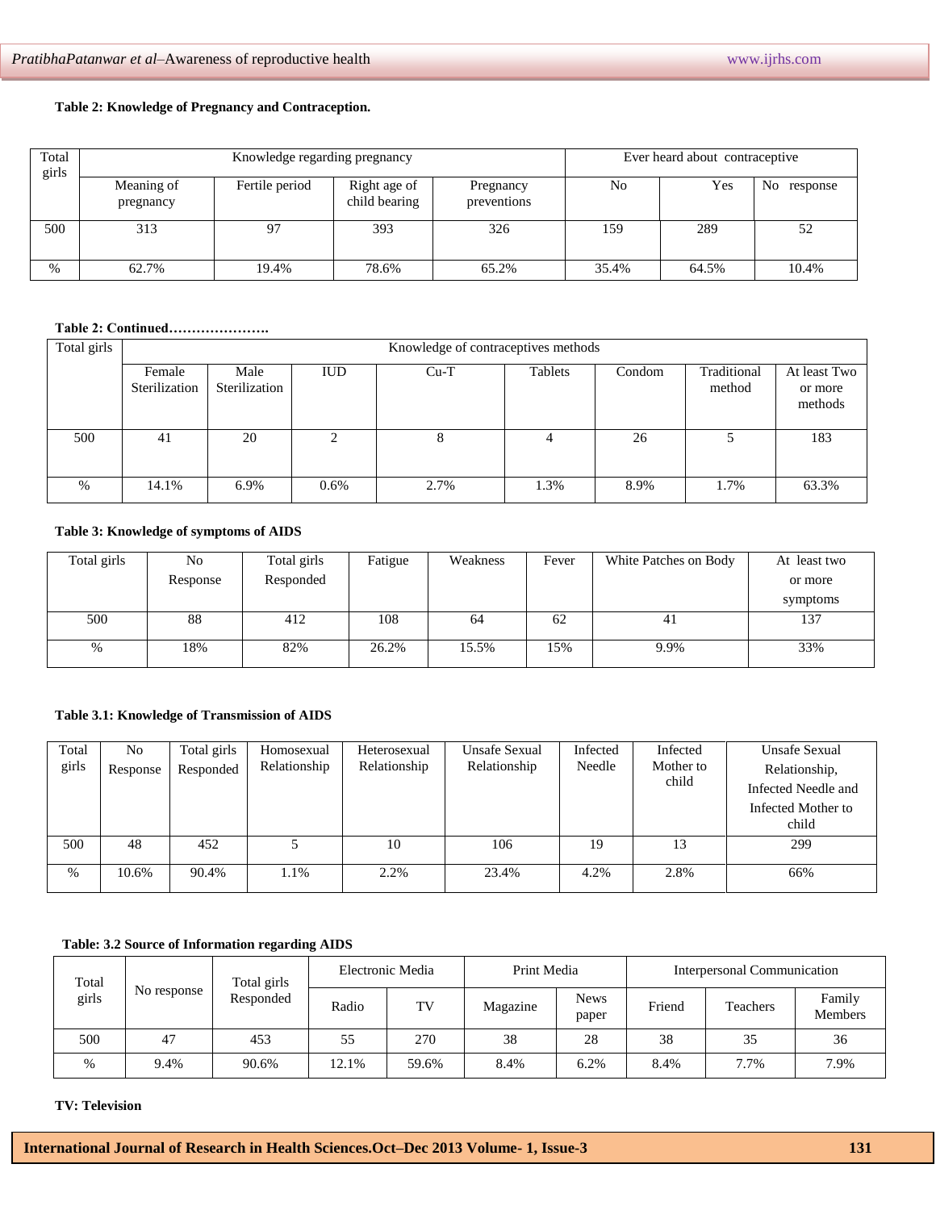**Table 2: Knowledge of Pregnancy and Contraception.**

| Total girls | Knowledge regarding pregnancy | | | | Ever heard about contraceptive | | |
|---|---|---|---|---|---|---|---|
| | Meaning of pregnancy | Fertile period | Right age of child bearing | Pregnancy preventions | No | Yes | No response |
| 500 | 313 | 97 | 393 | 326 | 159 | 289 | 52 |
| % | 62.7% | 19.4% | 78.6% | 65.2% | 35.4% | 64.5% | 10.4% |

**Table 2: Continued………………….**

| Total girls | Knowledge of contraceptives methods | | | | | | | |
|---|---|---|---|---|---|---|---|---|
| | Female Sterilization | Male Sterilization | IUD | Cu-T | Tablets | Condom | Traditional method | At least Two or more methods |
| 500 | 41 | 20 | 2 | 8 | 4 | 26 | 5 | 183 |
| % | 14.1% | 6.9% | 0.6% | 2.7% | 1.3% | 8.9% | 1.7% | 63.3% |

**Table 3: Knowledge of symptoms of AIDS**

| Total girls | No Response | Total girls Responded | Fatigue | Weakness | Fever | White Patches on Body | At least two or more symptoms |
|---|---|---|---|---|---|---|---|
| 500 | 88 | 412 | 108 | 64 | 62 | 41 | 137 |
| % | 18% | 82% | 26.2% | 15.5% | 15% | 9.9% | 33% |

**Table 3.1: Knowledge of Transmission of AIDS**

| Total girls | No Response | Total girls Responded | Homosexual Relationship | Heterosexual Relationship | Unsafe Sexual Relationship | Infected Needle | Infected Mother to child | Unsafe Sexual Relationship, Infected Needle and Infected Mother to child |
|---|---|---|---|---|---|---|---|---|
| 500 | 48 | 452 | 5 | 10 | 106 | 19 | 13 | 299 |
| % | 10.6% | 90.4% | 1.1% | 2.2% | 23.4% | 4.2% | 2.8% | 66% |

**Table: 3.2 Source of Information regarding AIDS**

| Total girls | No response | Total girls Responded | Electronic Media | | Print Media | | Interpersonal Communication | | |
|---|---|---|---|---|---|---|---|---|---|
| | | | Radio | TV | Magazine | News paper | Friend | Teachers | Family Members |
| 500 | 47 | 453 | 55 | 270 | 38 | 28 | 38 | 35 | 36 |
| % | 9.4% | 90.6% | 12.1% | 59.6% | 8.4% | 6.2% | 8.4% | 7.7% | 7.9% |

**TV: Television**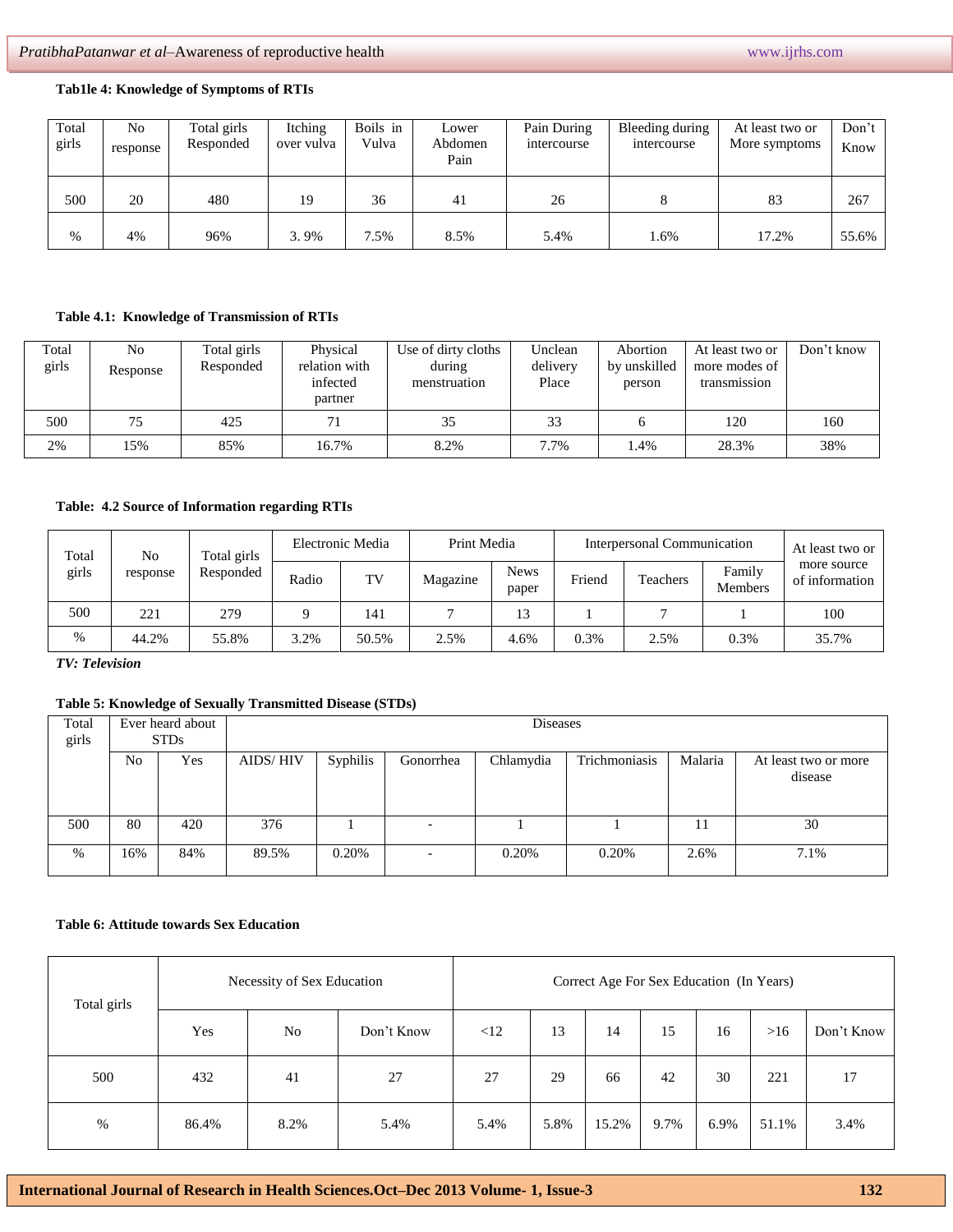**Tab1le 4: Knowledge of Symptoms of RTIs**

| Total girls | No response | Total girls Responded | Itching over vulva | Boils in Vulva | Lower Abdomen Pain | Pain During intercourse | Bleeding during intercourse | At least two or More symptoms | Don't Know |
|---|---|---|---|---|---|---|---|---|---|
| 500 | 20 | 480 | 19 | 36 | 41 | 26 | 8 | 83 | 267 |
| % | 4% | 96% | 3. 9% | 7.5% | 8.5% | 5.4% | 1.6% | 17.2% | 55.6% |

**Table 4.1: Knowledge of Transmission of RTIs**

| Total girls | No Response | Total girls Responded | Physical relation with infected partner | Use of dirty cloths during menstruation | Unclean delivery Place | Abortion by unskilled person | At least two or more modes of transmission | Don't know |
|---|---|---|---|---|---|---|---|---|
| 500 | 75 | 425 | 71 | 35 | 33 | 6 | 120 | 160 |
| 2% | 15% | 85% | 16.7% | 8.2% | 7.7% | 1.4% | 28.3% | 38% |

**Table: 4.2 Source of Information regarding RTIs**

| Total girls | No response | Total girls Responded | Electronic Media | | Print Media | | Interpersonal Communication | | | At least two or more source of information |
|---|---|---|---|---|---|---|---|---|---|---|
| | | | Radio | TV | Magazine | News paper | Friend | Teachers | Family Members | |
| 500 | 221 | 279 | 9 | 141 | 7 | 13 | 1 | 7 | 1 | 100 |
| % | 44.2% | 55.8% | 3.2% | 50.5% | 2.5% | 4.6% | 0.3% | 2.5% | 0.3% | 35.7% |

*TV: Television*

**Table 5: Knowledge of Sexually Transmitted Disease (STDs)**

| Total girls | Ever heard about STDs | | Diseases | | | | | | |
|---|---|---|---|---|---|---|---|---|---|
| | No | Yes | AIDS/ HIV | Syphilis | Gonorrhea | Chlamydia | Trichmoniasis | Malaria | At least two or more disease |
| 500 | 80 | 420 | 376 | 1 | - | 1 | 1 | 11 | 30 |
| % | 16% | 84% | 89.5% | 0.20% | - | 0.20% | 0.20% | 2.6% | 7.1% |

**Table 6: Attitude towards Sex Education**

| Total girls | Necessity of Sex Education | | | Correct Age For Sex Education (In Years) | | | | | | |
|---|---|---|---|---|---|---|---|---|---|---|
| | Yes | No | Don't Know | <12 | 13 | 14 | 15 | 16 | >16 | Don't Know |
| 500 | 432 | 41 | 27 | 27 | 29 | 66 | 42 | 30 | 221 | 17 |
| % | 86.4% | 8.2% | 5.4% | 5.4% | 5.8% | 15.2% | 9.7% | 6.9% | 51.1% | 3.4% |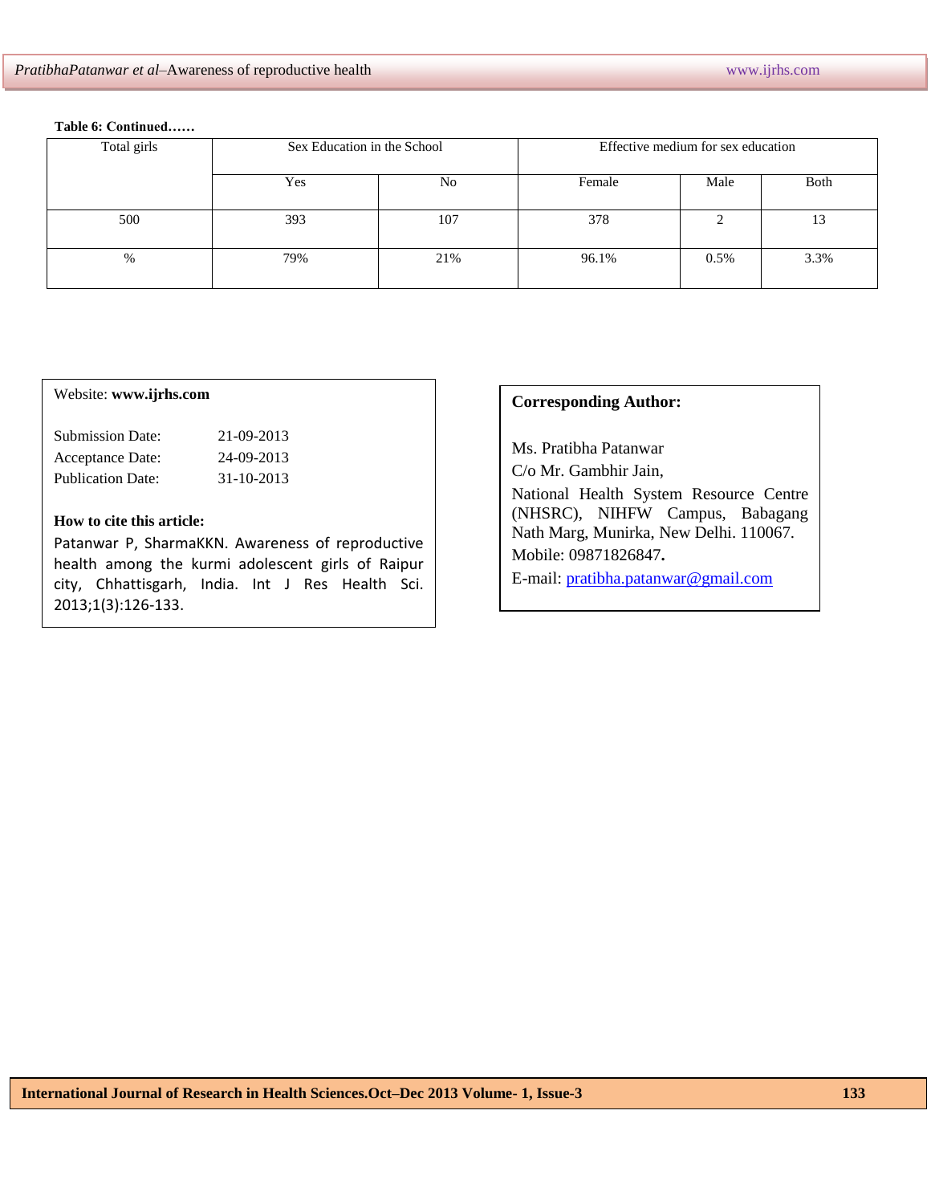**Table 6: Continued……**

| Total girls | Sex Education in the School | | Effective medium for sex education | | |
|---|---|---|---|---|---|
| | Yes | No | Female | Male | Both |
| 500 | 393 | 107 | 378 | 2 | 13 |
| % | 79% | 21% | 96.1% | 0.5% | 3.3% |

Website: **www.ijrhs.com**

Submission Date: 21-09-2013
Acceptance Date: 24-09-2013
Publication Date: 31-10-2013

**How to cite this article:**

Patanwar P, SharmaKKN. Awareness of reproductive health among the kurmi adolescent girls of Raipur city, Chhattisgarh, India. Int J Res Health Sci. 2013;1(3):126-133.

**Corresponding Author:**

Ms. Pratibha Patanwar
C/o Mr. Gambhir Jain,
National Health System Resource Centre (NHSRC), NIHFW Campus, Babagang Nath Marg, Munirka, New Delhi. 110067.
Mobile: 09871826847**.**
E-mail: pratibha.patanwar@gmail.com